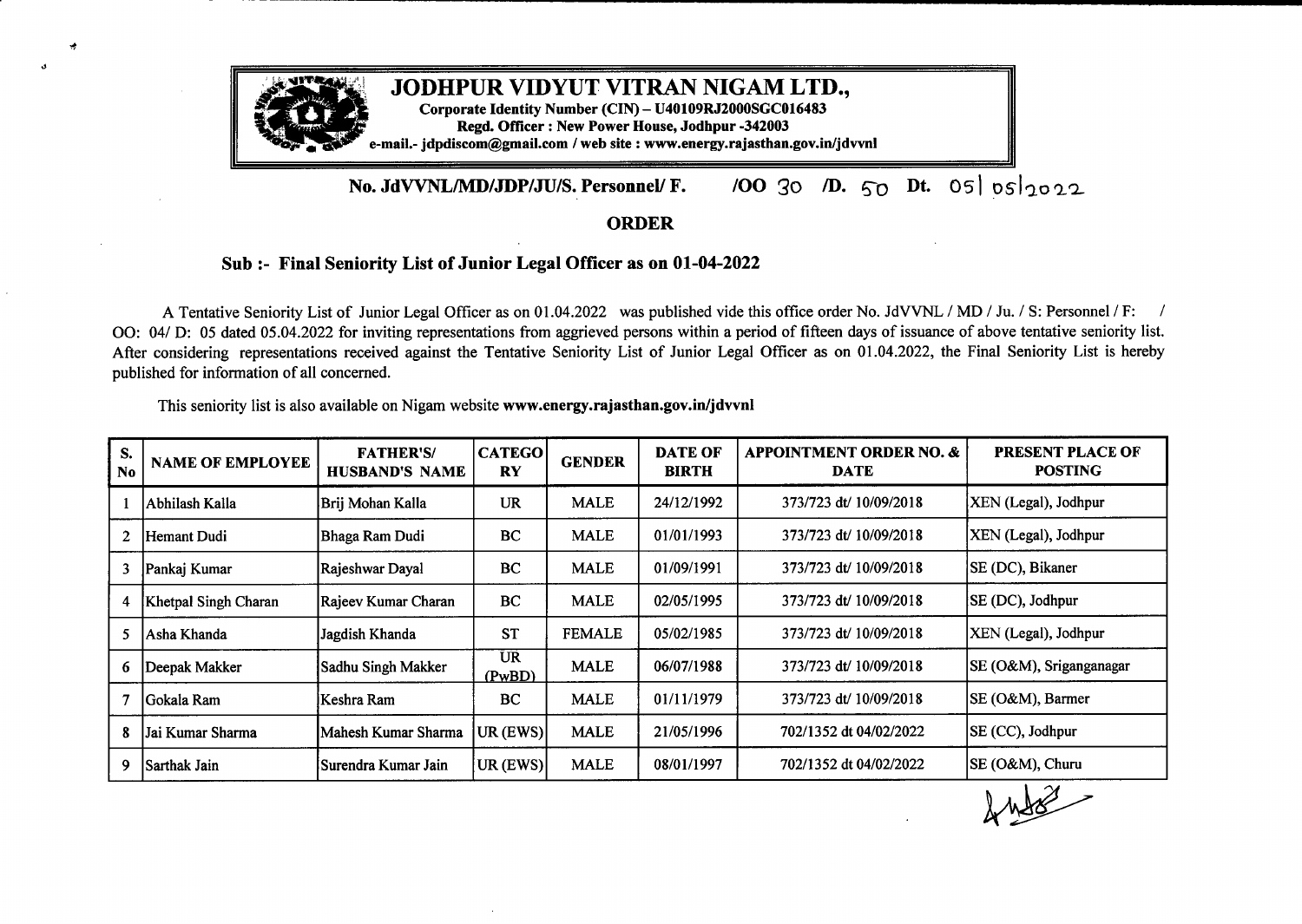# JODHPUR VIDYUT VITRAN NIGAM LTD.,

**Corporate Identity Number (CIN) – U40109RJ2000SGC016483**
**Regd. Officer : New Power House, Jodhpur -342003**
**e-mail.- jdpdiscom@gmail.com / web site : www.energy.rajasthan.gov.in/jdvvnl**

**No. JdVVNL/MD/JDP/JU/S. Personnel/ F. /OO 30 /D. 50 Dt. 05/05/2022**

## ORDER

### Sub :- Final Seniority List of Junior Legal Officer as on 01-04-2022

A Tentative Seniority List of Junior Legal Officer as on 01.04.2022 was published vide this office order No. JdVVNL / MD / Ju. / S: Personnel / F: / OO: 04/ D: 05 dated 05.04.2022 for inviting representations from aggrieved persons within a period of fifteen days of issuance of above tentative seniority list. After considering representations received against the Tentative Seniority List of Junior Legal Officer as on 01.04.2022, the Final Seniority List is hereby published for information of all concerned.

This seniority list is also available on Nigam website **www.energy.rajasthan.gov.in/jdvvnl**

| S. No | NAME OF EMPLOYEE | FATHER'S/ HUSBAND'S NAME | CATEGORY | GENDER | DATE OF BIRTH | APPOINTMENT ORDER NO. & DATE | PRESENT PLACE OF POSTING |
|---|---|---|---|---|---|---|---|
| 1 | Abhilash Kalla | Brij Mohan Kalla | UR | MALE | 24/12/1992 | 373/723 dt/ 10/09/2018 | XEN (Legal), Jodhpur |
| 2 | Hemant Dudi | Bhaga Ram Dudi | BC | MALE | 01/01/1993 | 373/723 dt/ 10/09/2018 | XEN (Legal), Jodhpur |
| 3 | Pankaj Kumar | Rajeshwar Dayal | BC | MALE | 01/09/1991 | 373/723 dt/ 10/09/2018 | SE (DC), Bikaner |
| 4 | Khetpal Singh Charan | Rajeev Kumar Charan | BC | MALE | 02/05/1995 | 373/723 dt/ 10/09/2018 | SE (DC), Jodhpur |
| 5 | Asha Khanda | Jagdish Khanda | ST | FEMALE | 05/02/1985 | 373/723 dt/ 10/09/2018 | XEN (Legal), Jodhpur |
| 6 | Deepak Makker | Sadhu Singh Makker | UR (PwBD) | MALE | 06/07/1988 | 373/723 dt/ 10/09/2018 | SE (O&M), Sriganganagar |
| 7 | Gokala Ram | Keshra Ram | BC | MALE | 01/11/1979 | 373/723 dt/ 10/09/2018 | SE (O&M), Barmer |
| 8 | Jai Kumar Sharma | Mahesh Kumar Sharma | UR (EWS) | MALE | 21/05/1996 | 702/1352 dt 04/02/2022 | SE (CC), Jodhpur |
| 9 | Sarthak Jain | Surendra Kumar Jain | UR (EWS) | MALE | 08/01/1997 | 702/1352 dt 04/02/2022 | SE (O&M), Churu |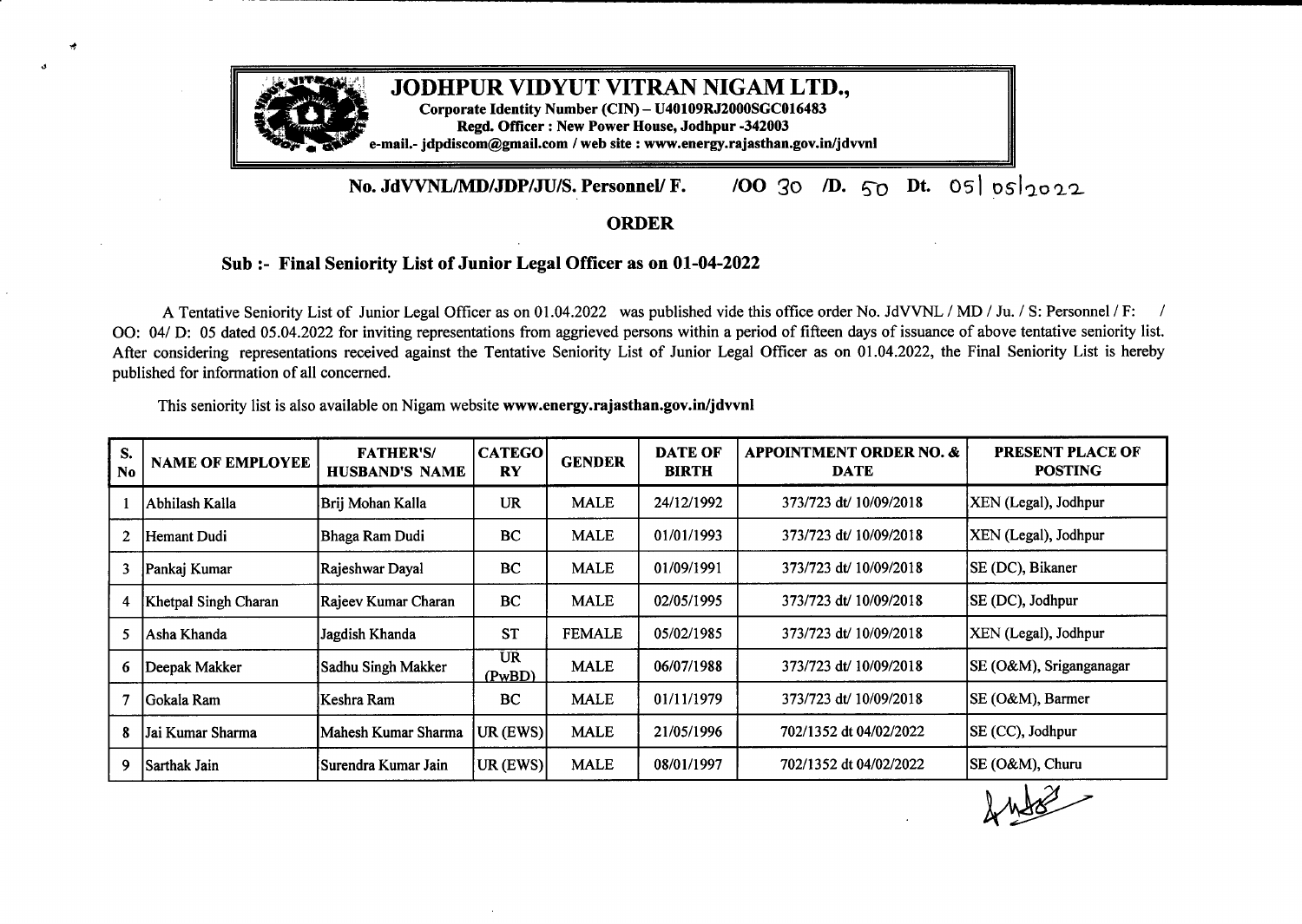# JODHPUR VIDYUT VITRAN NIGAM LTD.,

**Corporate Identity Number (CIN) – U40109RJ2000SGC016483**
**Regd. Officer : New Power House, Jodhpur -342003**
**e-mail.- jdpdiscom@gmail.com / web site : www.energy.rajasthan.gov.in/jdvvnl**

**No. JdVVNL/MD/JDP/JU/S. Personnel/ F. /OO 30 /D. 50 Dt. 05/05/2022**

## ORDER

### Sub :- Final Seniority List of Junior Legal Officer as on 01-04-2022

A Tentative Seniority List of Junior Legal Officer as on 01.04.2022 was published vide this office order No. JdVVNL / MD / Ju. / S: Personnel / F: / OO: 04/ D: 05 dated 05.04.2022 for inviting representations from aggrieved persons within a period of fifteen days of issuance of above tentative seniority list. After considering representations received against the Tentative Seniority List of Junior Legal Officer as on 01.04.2022, the Final Seniority List is hereby published for information of all concerned.

This seniority list is also available on Nigam website **www.energy.rajasthan.gov.in/jdvvnl**

| S. No | NAME OF EMPLOYEE | FATHER'S/ HUSBAND'S NAME | CATEGORY | GENDER | DATE OF BIRTH | APPOINTMENT ORDER NO. & DATE | PRESENT PLACE OF POSTING |
|---|---|---|---|---|---|---|---|
| 1 | Abhilash Kalla | Brij Mohan Kalla | UR | MALE | 24/12/1992 | 373/723 dt/ 10/09/2018 | XEN (Legal), Jodhpur |
| 2 | Hemant Dudi | Bhaga Ram Dudi | BC | MALE | 01/01/1993 | 373/723 dt/ 10/09/2018 | XEN (Legal), Jodhpur |
| 3 | Pankaj Kumar | Rajeshwar Dayal | BC | MALE | 01/09/1991 | 373/723 dt/ 10/09/2018 | SE (DC), Bikaner |
| 4 | Khetpal Singh Charan | Rajeev Kumar Charan | BC | MALE | 02/05/1995 | 373/723 dt/ 10/09/2018 | SE (DC), Jodhpur |
| 5 | Asha Khanda | Jagdish Khanda | ST | FEMALE | 05/02/1985 | 373/723 dt/ 10/09/2018 | XEN (Legal), Jodhpur |
| 6 | Deepak Makker | Sadhu Singh Makker | UR (PwBD) | MALE | 06/07/1988 | 373/723 dt/ 10/09/2018 | SE (O&M), Sriganganagar |
| 7 | Gokala Ram | Keshra Ram | BC | MALE | 01/11/1979 | 373/723 dt/ 10/09/2018 | SE (O&M), Barmer |
| 8 | Jai Kumar Sharma | Mahesh Kumar Sharma | UR (EWS) | MALE | 21/05/1996 | 702/1352 dt 04/02/2022 | SE (CC), Jodhpur |
| 9 | Sarthak Jain | Surendra Kumar Jain | UR (EWS) | MALE | 08/01/1997 | 702/1352 dt 04/02/2022 | SE (O&M), Churu |